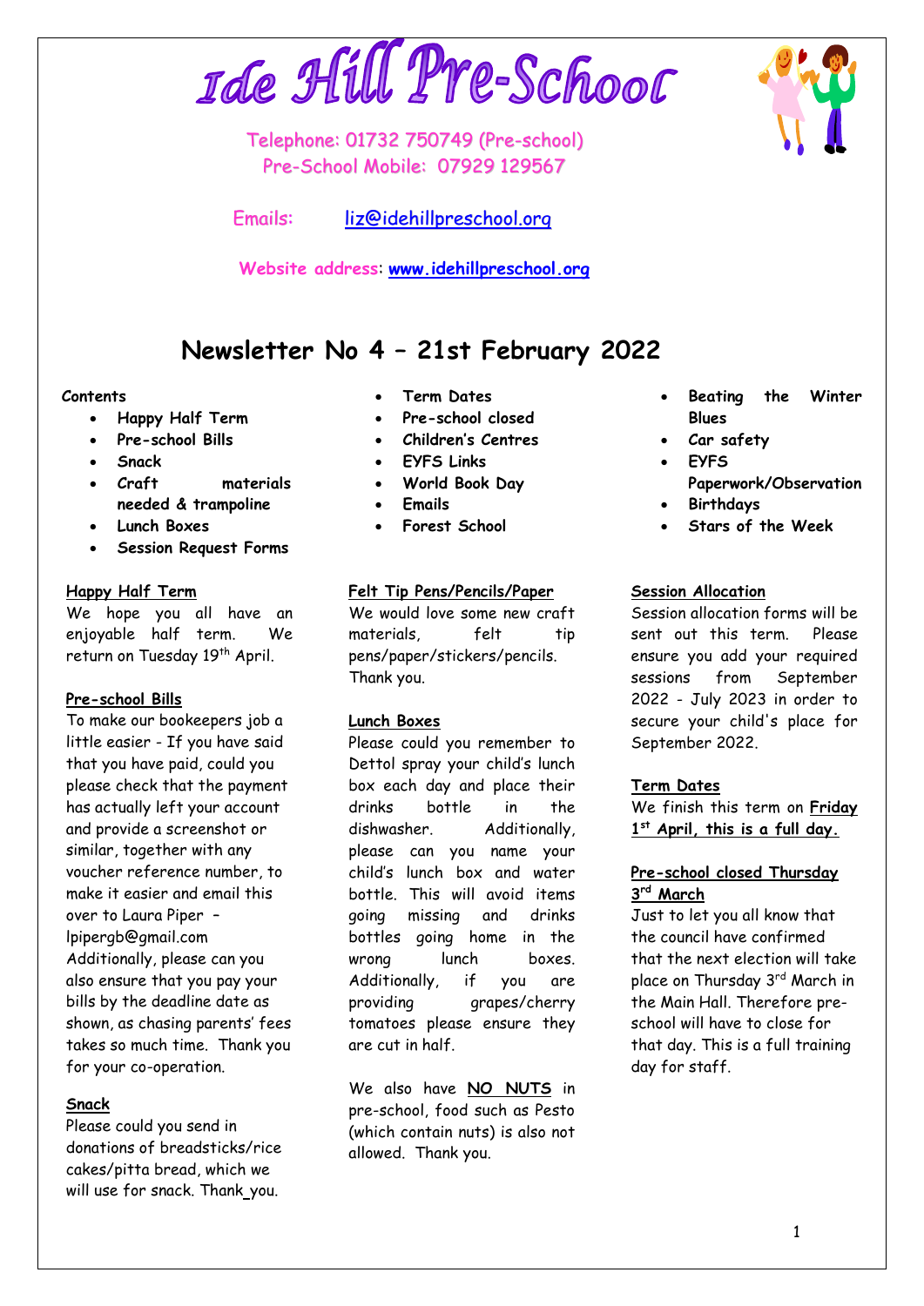# Ide Hill Pre-School

Telephone: 01732 750749 (Pre-school)
Pre-School Mobile: 07929 129567

Emails: liz@idehillpreschool.org

Website address: **www.idehillpreschool.org**

## Newsletter No 4 – 21st February 2022

**Contents**

- **Happy Half Term**
- **Pre-school Bills**
- **Snack**
- **Craft materials needed & trampoline**
- **Lunch Boxes**
- **Session Request Forms**
- **Term Dates**
- **Pre-school closed**
- **Children's Centres**
- **EYFS Links**
- **World Book Day**
- **Emails**
- **Forest School**
- **Beating the Winter Blues**
- **Car safety**
- **EYFS Paperwork/Observation**
- **Birthdays**
- **Stars of the Week**

**Happy Half Term**

We hope you all have an enjoyable half term. We return on Tuesday 19th April.

**Pre-school Bills**

To make our bookeepers job a little easier - If you have said that you have paid, could you please check that the payment has actually left your account and provide a screenshot or similar, together with any voucher reference number, to make it easier and email this over to Laura Piper – lpipergb@gmail.com Additionally, please can you also ensure that you pay your bills by the deadline date as shown, as chasing parents' fees takes so much time. Thank you for your co-operation.

**Snack**

Please could you send in donations of breadsticks/rice cakes/pitta bread, which we will use for snack. Thank you.

**Felt Tip Pens/Pencils/Paper**

We would love some new craft materials, felt tip pens/paper/stickers/pencils. Thank you.

**Lunch Boxes**

Please could you remember to Dettol spray your child's lunch box each day and place their drinks bottle in the dishwasher. Additionally, please can you name your child's lunch box and water bottle. This will avoid items going missing and drinks bottles going home in the wrong lunch boxes. Additionally, if you are providing grapes/cherry tomatoes please ensure they are cut in half.

We also have **NO NUTS** in pre-school, food such as Pesto (which contain nuts) is also not allowed. Thank you.

**Session Allocation**

Session allocation forms will be sent out this term. Please ensure you add your required sessions from September 2022 - July 2023 in order to secure your child's place for September 2022.

**Term Dates**

We finish this term on **Friday 1st April, this is a full day.**

**Pre-school closed Thursday 3rd March**

Just to let you all know that the council have confirmed that the next election will take place on Thursday 3rd March in the Main Hall. Therefore pre-school will have to close for that day. This is a full training day for staff.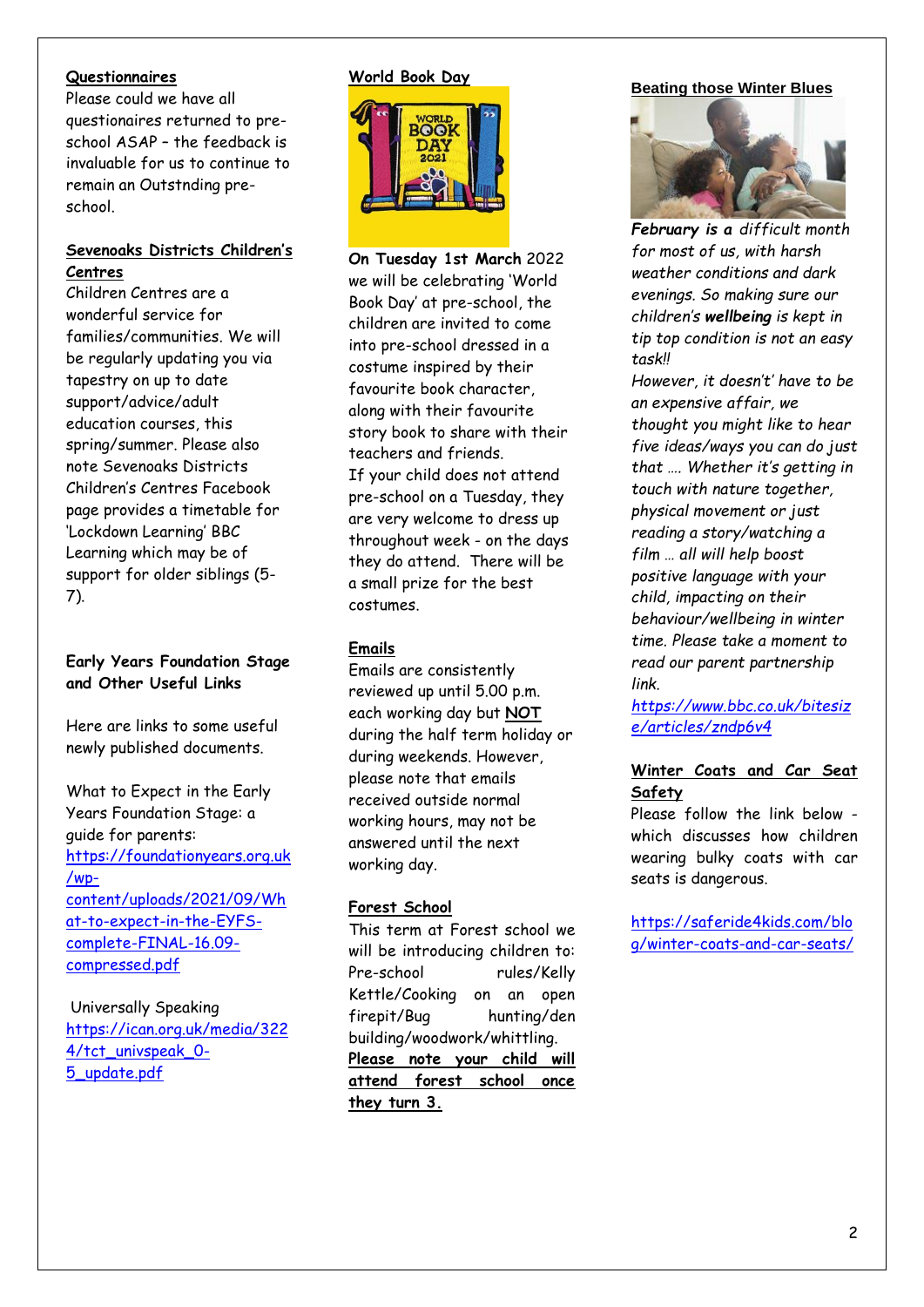## Questionnaires

Please could we have all questionaires returned to pre-school ASAP – the feedback is invaluable for us to continue to remain an Outstnding pre-school.

## Sevenoaks Districts Children's Centres

Children Centres are a wonderful service for families/communities. We will be regularly updating you via tapestry on up to date support/advice/adult education courses, this spring/summer. Please also note Sevenoaks Districts Children's Centres Facebook page provides a timetable for 'Lockdown Learning' BBC Learning which may be of support for older siblings (5-7).

**Early Years Foundation Stage and Other Useful Links**

Here are links to some useful newly published documents.

What to Expect in the Early Years Foundation Stage: a guide for parents: https://foundationyears.org.uk/wp-content/uploads/2021/09/What-to-expect-in-the-EYFS-complete-FINAL-16.09-compressed.pdf

Universally Speaking https://ican.org.uk/media/3224/tct_univspeak_0-5_update.pdf

## World Book Day

**On Tuesday 1st March** 2022 we will be celebrating 'World Book Day' at pre-school, the children are invited to come into pre-school dressed in a costume inspired by their favourite book character, along with their favourite story book to share with their teachers and friends.

If your child does not attend pre-school on a Tuesday, they are very welcome to dress up throughout week - on the days they do attend. There will be a small prize for the best costumes.

## Emails

Emails are consistently reviewed up until 5.00 p.m. each working day but **NOT** during the half term holiday or during weekends. However, please note that emails received outside normal working hours, may not be answered until the next working day.

## Forest School

This term at Forest school we will be introducing children to: Pre-school rules/Kelly Kettle/Cooking on an open firepit/Bug hunting/den building/woodwork/whittling.

**Please note your child will attend forest school once they turn 3.**

## Beating those Winter Blues

***February is a*** *difficult month for most of us, with harsh weather conditions and dark evenings. So making sure our children's* ***wellbeing*** *is kept in tip top condition is not an easy task!!*

*However, it doesn't' have to be an expensive affair, we thought you might like to hear five ideas/ways you can do just that …. Whether it's getting in touch with nature together, physical movement or just reading a story/watching a film … all will help boost positive language with your child, impacting on their behaviour/wellbeing in winter time. Please take a moment to read our parent partnership link.*

*https://www.bbc.co.uk/bitesize/articles/zndp6v4*

## Winter Coats and Car Seat Safety

Please follow the link below - which discusses how children wearing bulky coats with car seats is dangerous.

https://saferide4kids.com/blog/winter-coats-and-car-seats/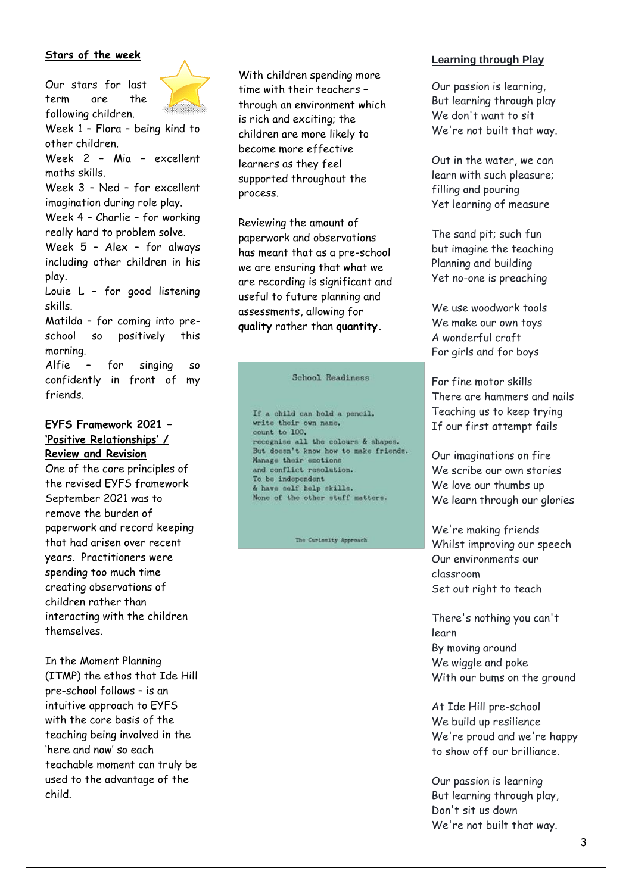## Stars of the week

Our stars for last term are the following children.

Week 1 – Flora – being kind to other children.

Week 2 – Mia – excellent maths skills.

Week 3 – Ned – for excellent imagination during role play.

Week 4 – Charlie – for working really hard to problem solve.

Week 5 – Alex – for always including other children in his play.

Louie L – for good listening skills.

Matilda – for coming into pre-school so positively this morning.

Alfie – for singing so confidently in front of my friends.

## EYFS Framework 2021 – 'Positive Relationships' / Review and Revision

One of the core principles of the revised EYFS framework September 2021 was to remove the burden of paperwork and record keeping that had arisen over recent years. Practitioners were spending too much time creating observations of children rather than interacting with the children themselves.

In the Moment Planning (ITMP) the ethos that Ide Hill pre-school follows – is an intuitive approach to EYFS with the core basis of the teaching being involved in the 'here and now' so each teachable moment can truly be used to the advantage of the child.

With children spending more time with their teachers – through an environment which is rich and exciting; the children are more likely to become more effective learners as they feel supported throughout the process.

Reviewing the amount of paperwork and observations has meant that as a pre-school we are ensuring that what we are recording is significant and useful to future planning and assessments, allowing for **quality** rather than **quantity**.

School Readiness

If a child can hold a pencil,
write their own name,
count to 100,
recognise all the colours & shapes.
But doesn't know how to make friends.
Manage their emotions
and conflict resolution.
To be independent
& have self help skills.
None of the other stuff matters.

The Curiosity Approach

## Learning through Play

Our passion is learning,
But learning through play
We don't want to sit
We're not built that way.

Out in the water, we can
learn with such pleasure;
filling and pouring
Yet learning of measure

The sand pit; such fun
but imagine the teaching
Planning and building
Yet no-one is preaching

We use woodwork tools
We make our own toys
A wonderful craft
For girls and for boys

For fine motor skills
There are hammers and nails
Teaching us to keep trying
If our first attempt fails

Our imaginations on fire
We scribe our own stories
We love our thumbs up
We learn through our glories

We're making friends
Whilst improving our speech
Our environments our
classroom
Set out right to teach

There's nothing you can't
learn
By moving around
We wiggle and poke
With our bums on the ground

At Ide Hill pre-school
We build up resilience
We're proud and we're happy
to show off our brilliance.

Our passion is learning
But learning through play,
Don't sit us down
We're not built that way.